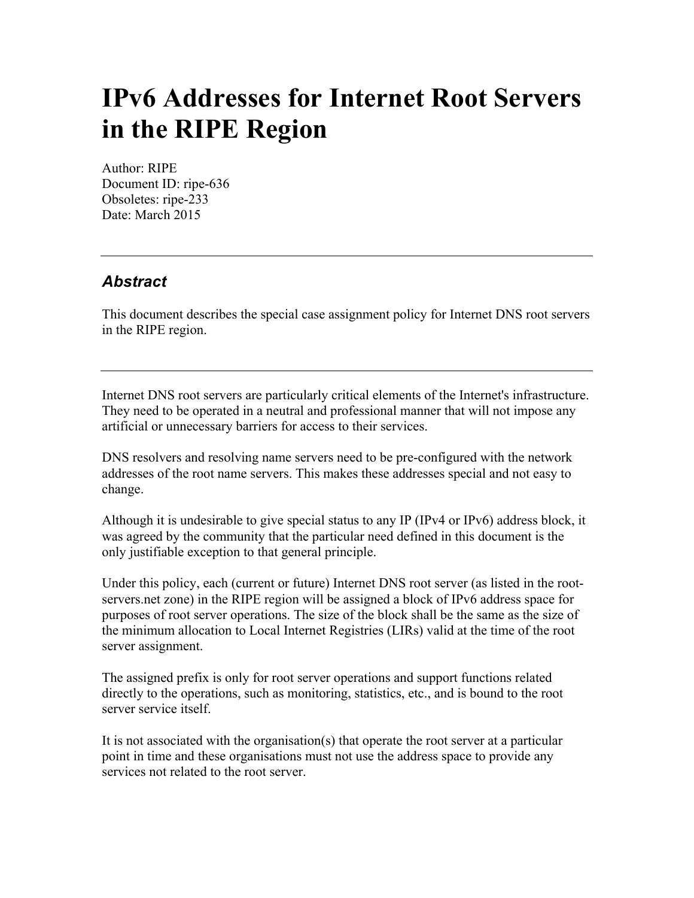# IPv6 Addresses for Internet Root Servers in the RIPE Region

Author: RIPE
Document ID: ripe-636
Obsoletes: ripe-233
Date: March 2015

---

## *Abstract*

This document describes the special case assignment policy for Internet DNS root servers in the RIPE region.

---

Internet DNS root servers are particularly critical elements of the Internet's infrastructure. They need to be operated in a neutral and professional manner that will not impose any artificial or unnecessary barriers for access to their services.

DNS resolvers and resolving name servers need to be pre-configured with the network addresses of the root name servers. This makes these addresses special and not easy to change.

Although it is undesirable to give special status to any IP (IPv4 or IPv6) address block, it was agreed by the community that the particular need defined in this document is the only justifiable exception to that general principle.

Under this policy, each (current or future) Internet DNS root server (as listed in the root-servers.net zone) in the RIPE region will be assigned a block of IPv6 address space for purposes of root server operations. The size of the block shall be the same as the size of the minimum allocation to Local Internet Registries (LIRs) valid at the time of the root server assignment.

The assigned prefix is only for root server operations and support functions related directly to the operations, such as monitoring, statistics, etc., and is bound to the root server service itself.

It is not associated with the organisation(s) that operate the root server at a particular point in time and these organisations must not use the address space to provide any services not related to the root server.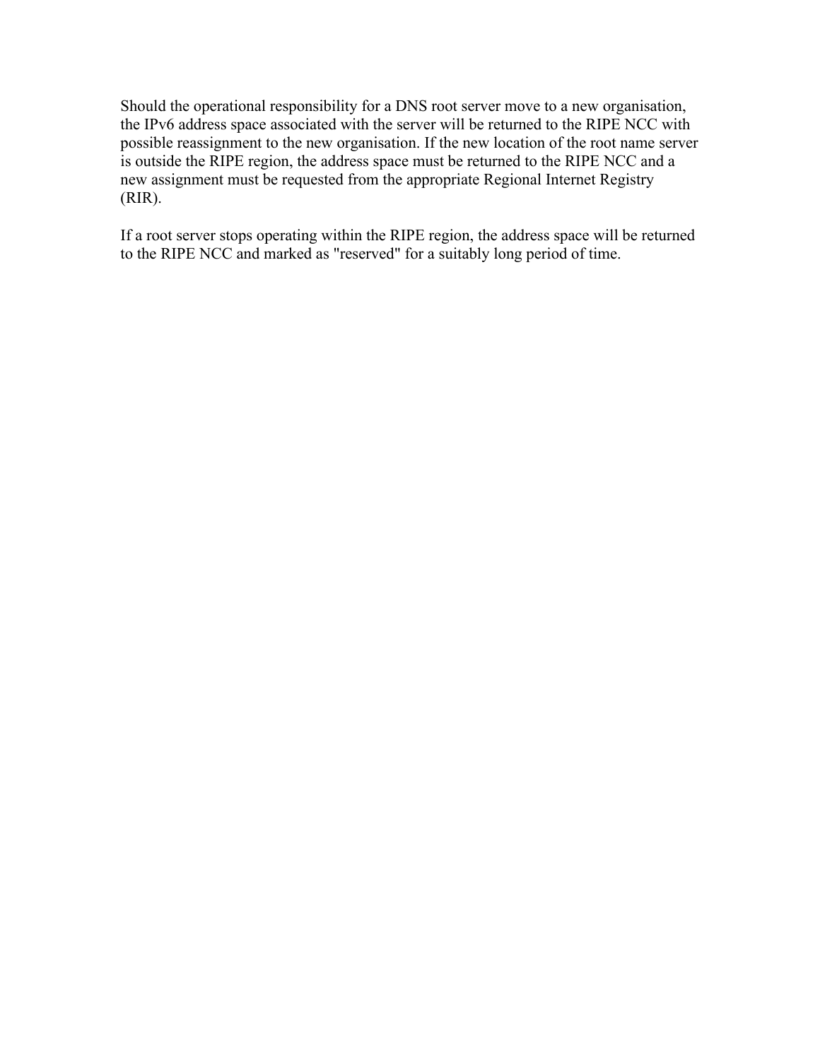Should the operational responsibility for a DNS root server move to a new organisation, the IPv6 address space associated with the server will be returned to the RIPE NCC with possible reassignment to the new organisation. If the new location of the root name server is outside the RIPE region, the address space must be returned to the RIPE NCC and a new assignment must be requested from the appropriate Regional Internet Registry (RIR).

If a root server stops operating within the RIPE region, the address space will be returned to the RIPE NCC and marked as "reserved" for a suitably long period of time.